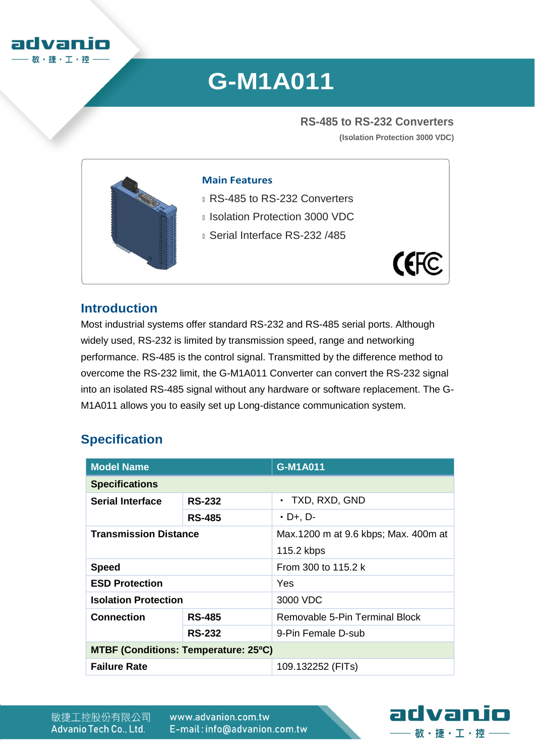# G-M1A011

**RS-485 to RS-232 Converters**

**(Isolation Protection 3000 VDC)**

### Main Features

- RS-485 to RS-232 Converters
- Isolation Protection 3000 VDC
- Serial Interface RS-232 /485

## Introduction

Most industrial systems offer standard RS-232 and RS-485 serial ports. Although widely used, RS-232 is limited by transmission speed, range and networking performance. RS-485 is the control signal. Transmitted by the difference method to overcome the RS-232 limit, the G-M1A011 Converter can convert the RS-232 signal into an isolated RS-485 signal without any hardware or software replacement. The G-M1A011 allows you to easily set up Long-distance communication system.

## Specification

| Model Name | | G-M1A011 |
|---|---|---|
| **Specifications** | | |
| **Serial Interface** | **RS-232** | • TXD, RXD, GND |
| | **RS-485** | • D+, D- |
| **Transmission Distance** | | Max.1200 m at 9.6 kbps; Max. 400m at 115.2 kbps |
| **Speed** | | From 300 to 115.2 k |
| **ESD Protection** | | Yes |
| **Isolation Protection** | | 3000 VDC |
| **Connection** | **RS-485** | Removable 5-Pin Terminal Block |
| | **RS-232** | 9-Pin Female D-sub |
| **MTBF (Conditions: Temperature: 25ºC)** | | |
| **Failure Rate** | | 109.132252 (FITs) |

敏捷工控股份有限公司
Advanio Tech Co., Ltd.

www.advanion.com.tw
E-mail : info@advanion.com.tw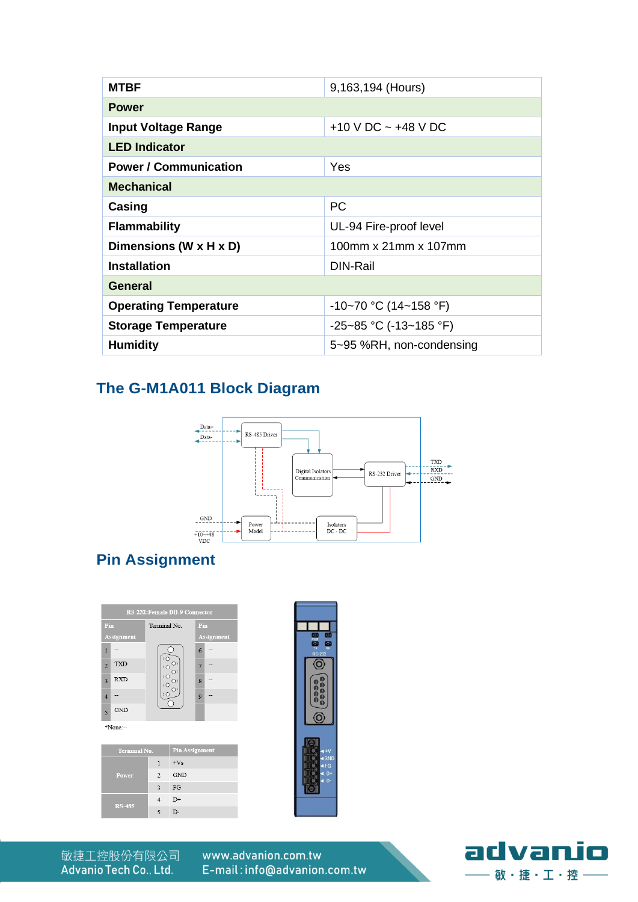| | |
|---|---|
| **MTBF** | 9,163,194 (Hours) |
| **Power** | |
| **Input Voltage Range** | +10 V DC ~ +48 V DC |
| **LED Indicator** | |
| **Power / Communication** | Yes |
| **Mechanical** | |
| **Casing** | PC |
| **Flammability** | UL-94 Fire-proof level |
| **Dimensions (W x H x D)** | 100mm x 21mm x 107mm |
| **Installation** | DIN-Rail |
| **General** | |
| **Operating Temperature** | -10~70 °C (14~158 °F) |
| **Storage Temperature** | -25~85 °C (-13~185 °F) |
| **Humidity** | 5~95 %RH, non-condensing |

## The G-M1A011 Block Diagram

Data+
Data-
RS-485 Driver
Digital Isolators Communication
RS-232 Driver
TXD
RXD
GND
GND
+10~+48 VDC
Power Model
Isolators DC - DC

## Pin Assignment

| RS-232:Female DB-9 Connector | | | | |
|---|---|---|---|---|
| Pin Assignment | | Terminal No. | Pin Assignment | |
| 1 | -- | | 6 | -- |
| 2 | TXD | | 7 | -- |
| 3 | RXD | | 8 | -- |
| 4 | -- | | 9 | -- |
| 5 | GND | | | |

*None:--

| Terminal No. | | Pin Assignment |
|---|---|---|
| Power | 1 | +Vs |
| | 2 | GND |
| | 3 | FG |
| RS-485 | 4 | D+ |
| | 5 | D- |

PWR
TX RX
RS-232
+V
GND
FG
D+
D-